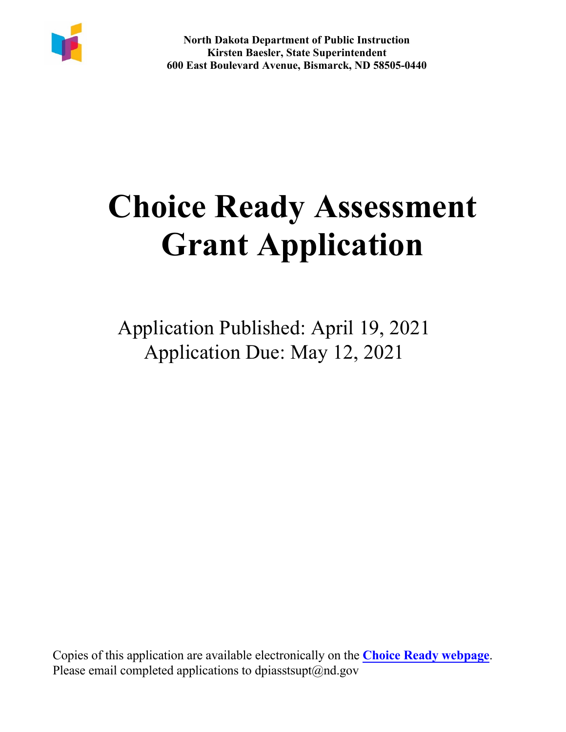**North Dakota Department of Public Instruction**
**Kirsten Baesler, State Superintendent**
**600 East Boulevard Avenue, Bismarck, ND 58505-0440**

# Choice Ready Assessment Grant Application

Application Published: April 19, 2021
Application Due: May 12, 2021

Copies of this application are available electronically on the **Choice Ready webpage**.
Please email completed applications to dpiasstsupt@nd.gov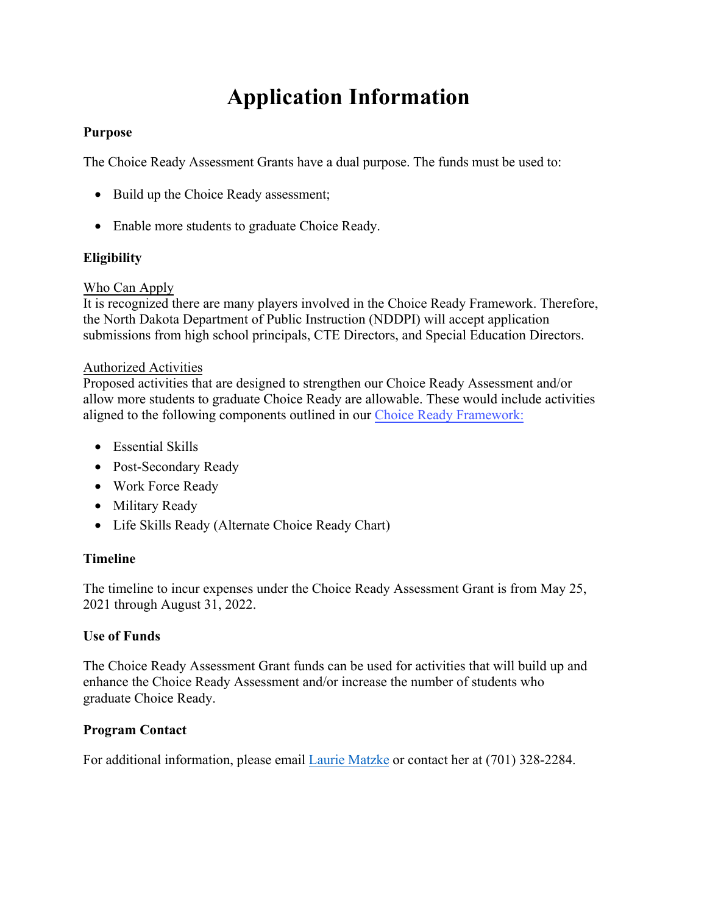# Application Information

### Purpose

The Choice Ready Assessment Grants have a dual purpose. The funds must be used to:

- Build up the Choice Ready assessment;
- Enable more students to graduate Choice Ready.

### Eligibility

Who Can Apply
It is recognized there are many players involved in the Choice Ready Framework. Therefore, the North Dakota Department of Public Instruction (NDDPI) will accept application submissions from high school principals, CTE Directors, and Special Education Directors.

Authorized Activities
Proposed activities that are designed to strengthen our Choice Ready Assessment and/or allow more students to graduate Choice Ready are allowable. These would include activities aligned to the following components outlined in our Choice Ready Framework:

- Essential Skills
- Post-Secondary Ready
- Work Force Ready
- Military Ready
- Life Skills Ready (Alternate Choice Ready Chart)

### Timeline

The timeline to incur expenses under the Choice Ready Assessment Grant is from May 25, 2021 through August 31, 2022.

### Use of Funds

The Choice Ready Assessment Grant funds can be used for activities that will build up and enhance the Choice Ready Assessment and/or increase the number of students who graduate Choice Ready.

### Program Contact

For additional information, please email Laurie Matzke or contact her at (701) 328-2284.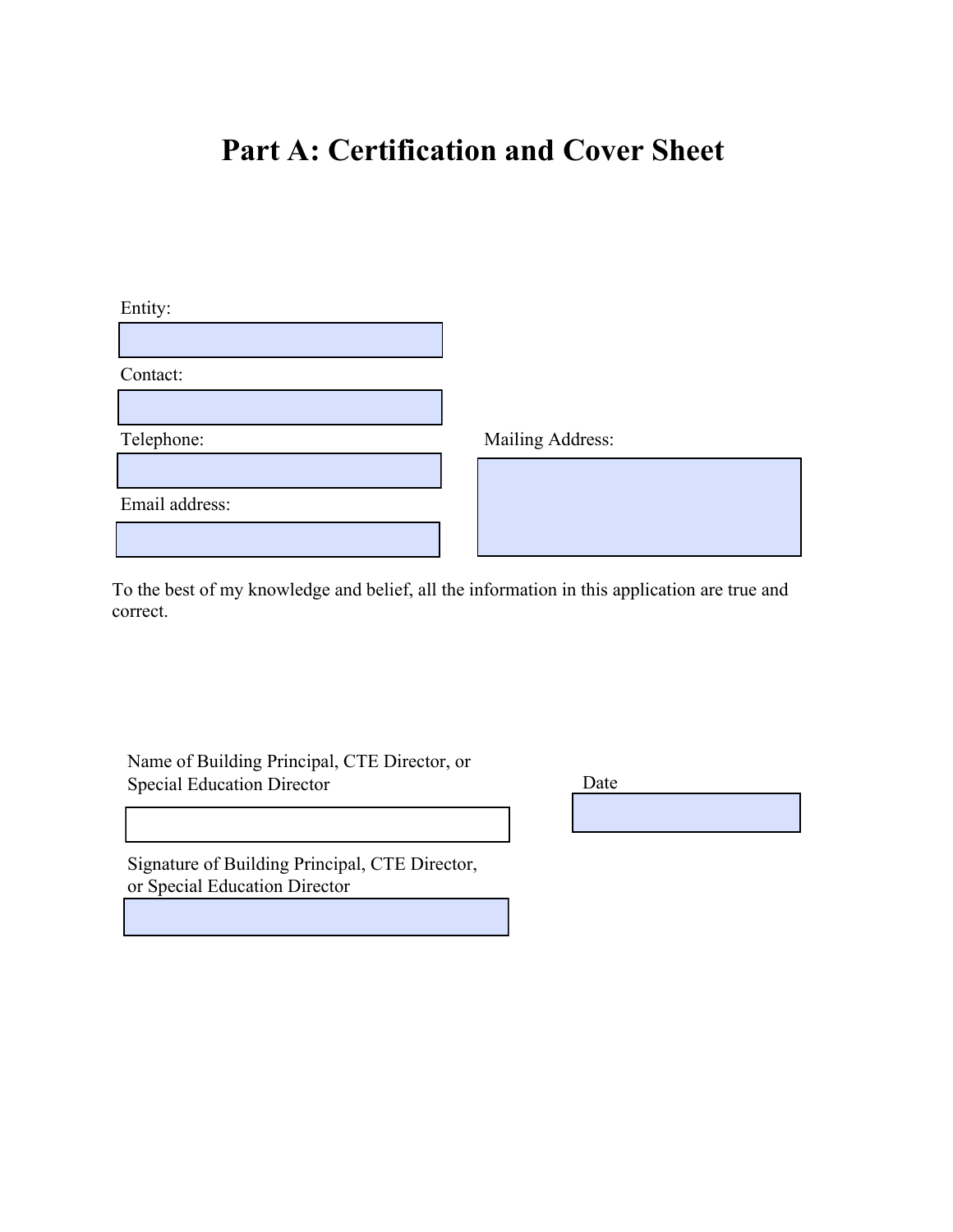# Part A: Certification and Cover Sheet

Entity:

Contact:

Telephone:

Mailing Address:

Email address:

To the best of my knowledge and belief, all the information in this application are true and correct.

Name of Building Principal, CTE Director, or Special Education Director

Date

Signature of Building Principal, CTE Director, or Special Education Director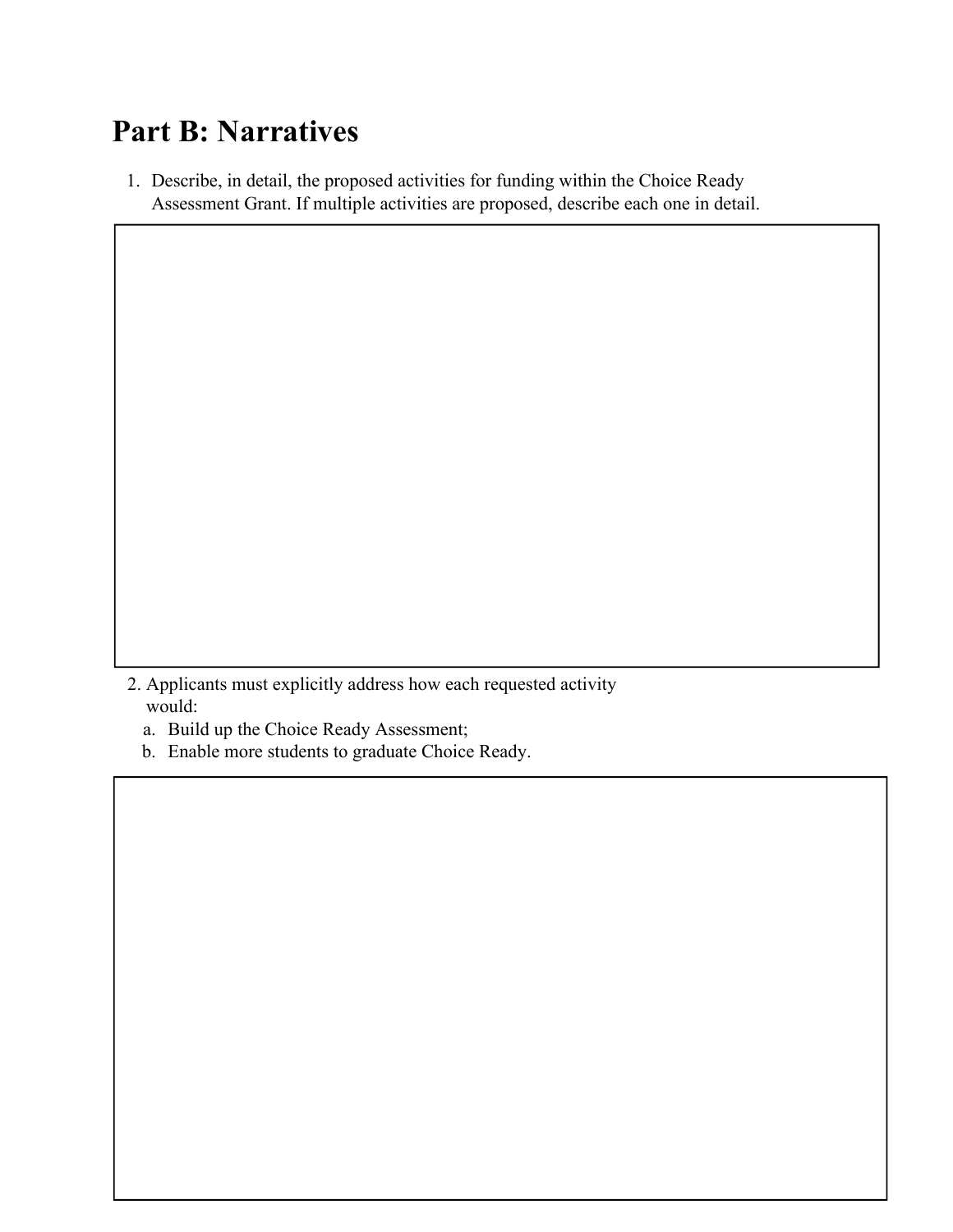# Part B: Narratives

1. Describe, in detail, the proposed activities for funding within the Choice Ready Assessment Grant. If multiple activities are proposed, describe each one in detail.

2. Applicants must explicitly address how each requested activity would:
   a. Build up the Choice Ready Assessment;
   b. Enable more students to graduate Choice Ready.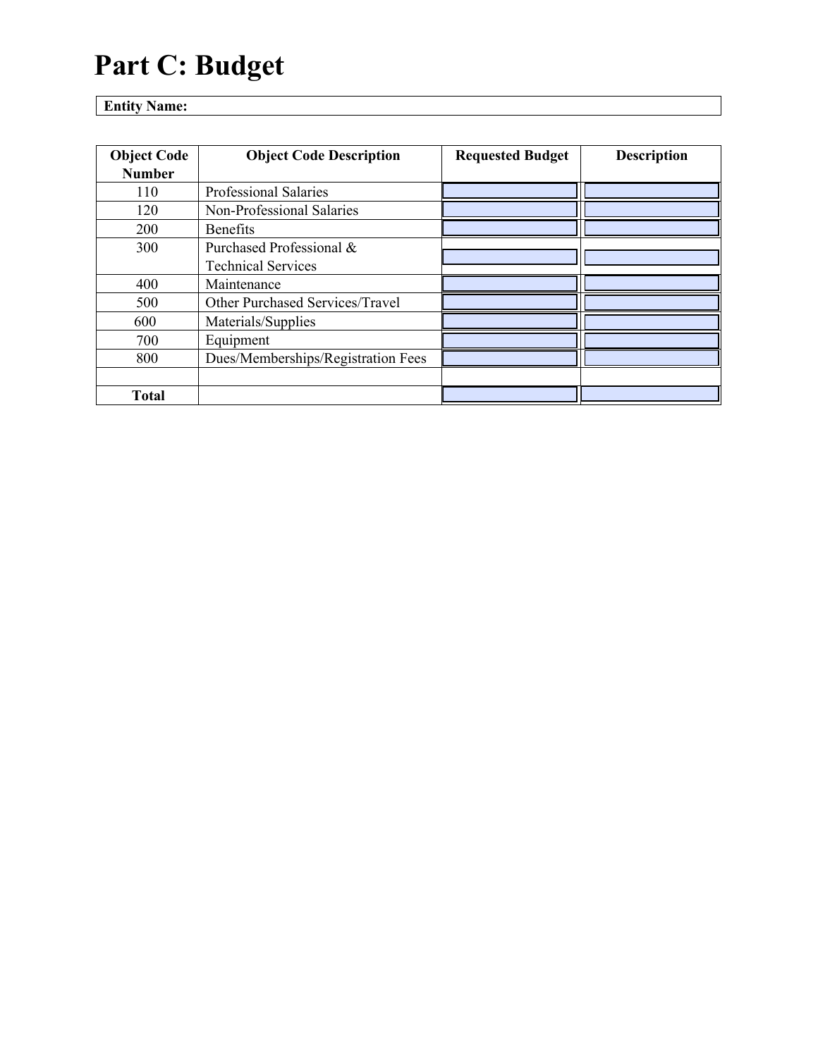# Part C: Budget

| **Entity Name:** |
|---|

| Object Code Number | Object Code Description | Requested Budget | Description |
|---|---|---|---|
| 110 | Professional Salaries | | |
| 120 | Non-Professional Salaries | | |
| 200 | Benefits | | |
| 300 | Purchased Professional & Technical Services | | |
| 400 | Maintenance | | |
| 500 | Other Purchased Services/Travel | | |
| 600 | Materials/Supplies | | |
| 700 | Equipment | | |
| 800 | Dues/Memberships/Registration Fees | | |
| | | | |
| **Total** | | | |